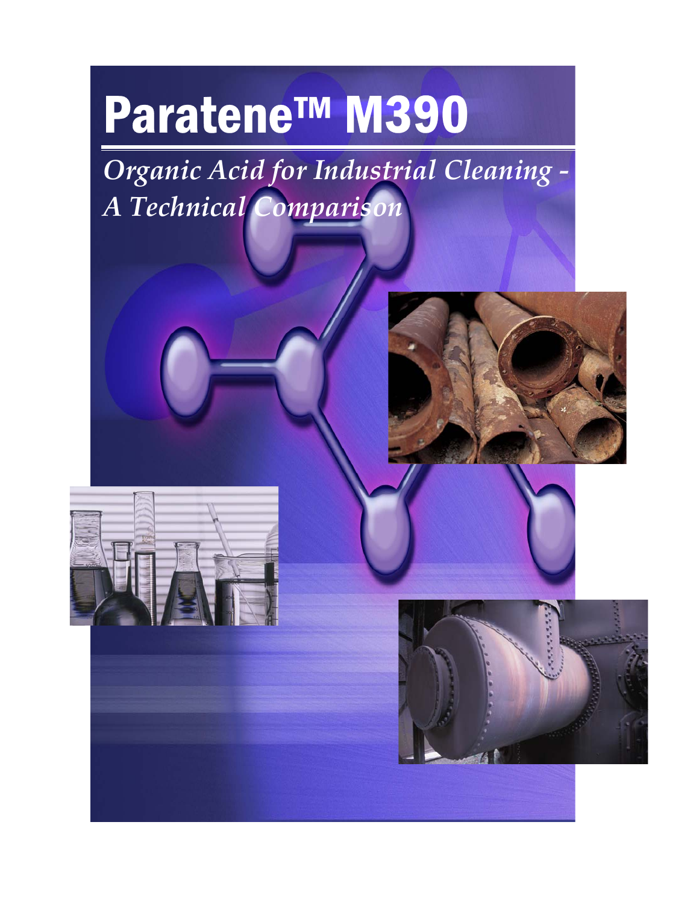# Paratene™ M390

*Organic Acid for Industrial Cleaning - A Technical Comparison*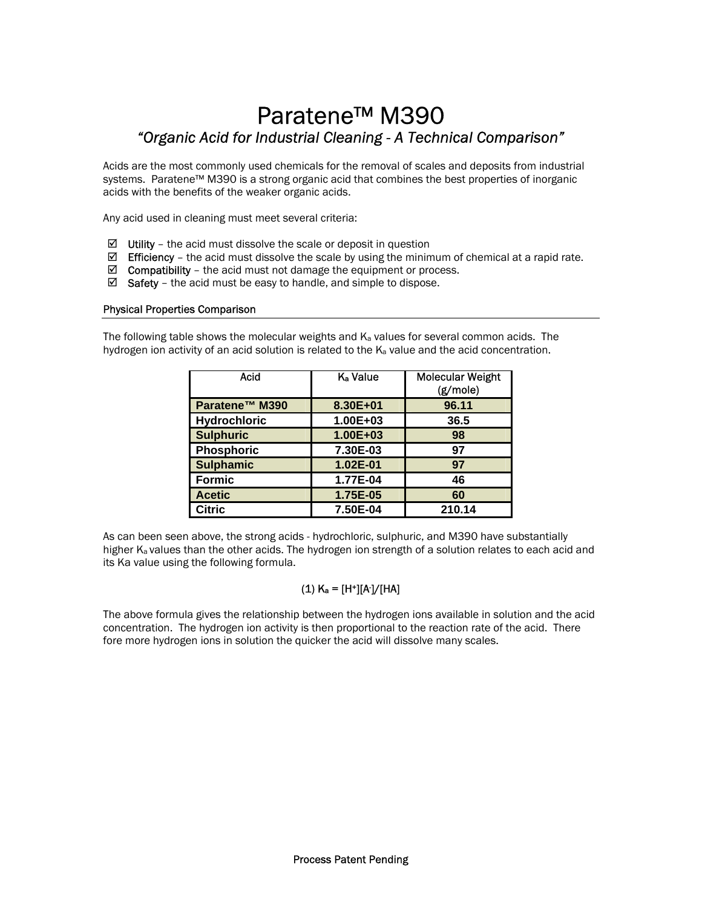# Paratene™ M390

## *"Organic Acid for Industrial Cleaning - A Technical Comparison"*

Acids are the most commonly used chemicals for the removal of scales and deposits from industrial systems. Paratene™ M390 is a strong organic acid that combines the best properties of inorganic acids with the benefits of the weaker organic acids.

Any acid used in cleaning must meet several criteria:

- ☑ Utility – the acid must dissolve the scale or deposit in question
- ☑ Efficiency – the acid must dissolve the scale by using the minimum of chemical at a rapid rate.
- ☑ Compatibility – the acid must not damage the equipment or process.
- ☑ Safety – the acid must be easy to handle, and simple to dispose.

### Physical Properties Comparison

The following table shows the molecular weights and $K_a$ values for several common acids. The hydrogen ion activity of an acid solution is related to the $K_a$ value and the acid concentration.

| Acid | $K_a$ Value | Molecular Weight (g/mole) |
|---|---|---|
| **Paratene™ M390** | **8.30E+01** | **96.11** |
| **Hydrochloric** | **1.00E+03** | **36.5** |
| **Sulphuric** | **1.00E+03** | **98** |
| **Phosphoric** | **7.30E-03** | **97** |
| **Sulphamic** | **1.02E-01** | **97** |
| **Formic** | **1.77E-04** | **46** |
| **Acetic** | **1.75E-05** | **60** |
| **Citric** | **7.50E-04** | **210.14** |

As can been seen above, the strong acids - hydrochloric, sulphuric, and M390 have substantially higher $K_a$ values than the other acids. The hydrogen ion strength of a solution relates to each acid and its Ka value using the following formula.

$$(1)\ K_a = [H^+][A^-]/[HA]$$

The above formula gives the relationship between the hydrogen ions available in solution and the acid concentration. The hydrogen ion activity is then proportional to the reaction rate of the acid. There fore more hydrogen ions in solution the quicker the acid will dissolve many scales.

Process Patent Pending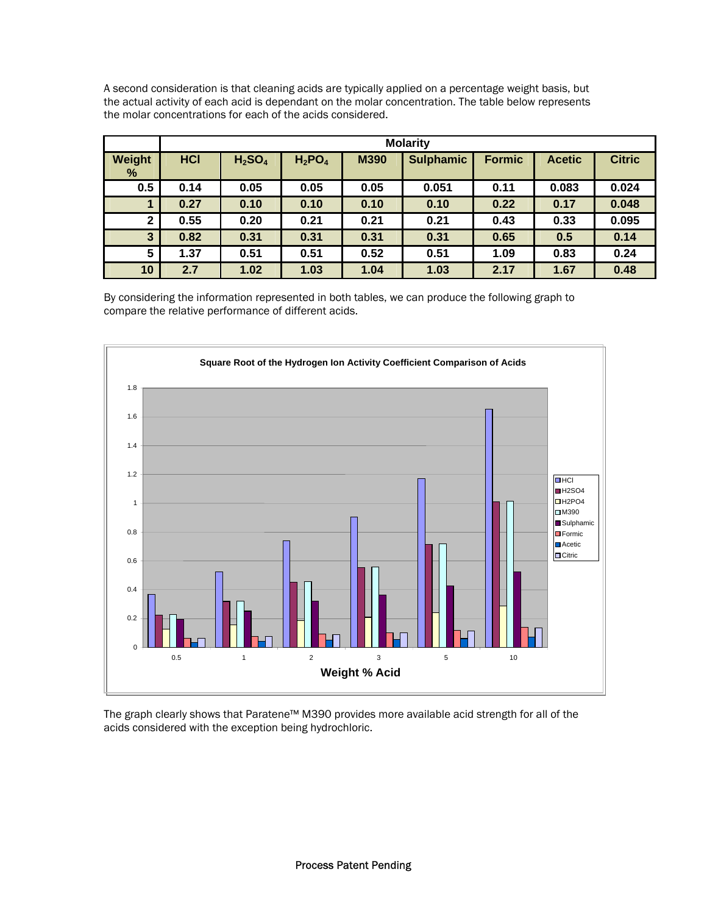A second consideration is that cleaning acids are typically applied on a percentage weight basis, but the actual activity of each acid is dependant on the molar concentration. The table below represents the molar concentrations for each of the acids considered.

| | Molarity | | | | | | | |
|---|---|---|---|---|---|---|---|---|
| Weight % | HCl | $H_2SO_4$ | $H_2PO_4$ | M390 | Sulphamic | Formic | Acetic | Citric |
| 0.5 | 0.14 | 0.05 | 0.05 | 0.05 | 0.051 | 0.11 | 0.083 | 0.024 |
| 1 | 0.27 | 0.10 | 0.10 | 0.10 | 0.10 | 0.22 | 0.17 | 0.048 |
| 2 | 0.55 | 0.20 | 0.21 | 0.21 | 0.21 | 0.43 | 0.33 | 0.095 |
| 3 | 0.82 | 0.31 | 0.31 | 0.31 | 0.31 | 0.65 | 0.5 | 0.14 |
| 5 | 1.37 | 0.51 | 0.51 | 0.52 | 0.51 | 1.09 | 0.83 | 0.24 |
| 10 | 2.7 | 1.02 | 1.03 | 1.04 | 1.03 | 2.17 | 1.67 | 0.48 |

By considering the information represented in both tables, we can produce the following graph to compare the relative performance of different acids.

**Square Root of the Hydrogen Ion Activity Coefficient Comparison of Acids**

The graph clearly shows that Paratene™ M390 provides more available acid strength for all of the acids considered with the exception being hydrochloric.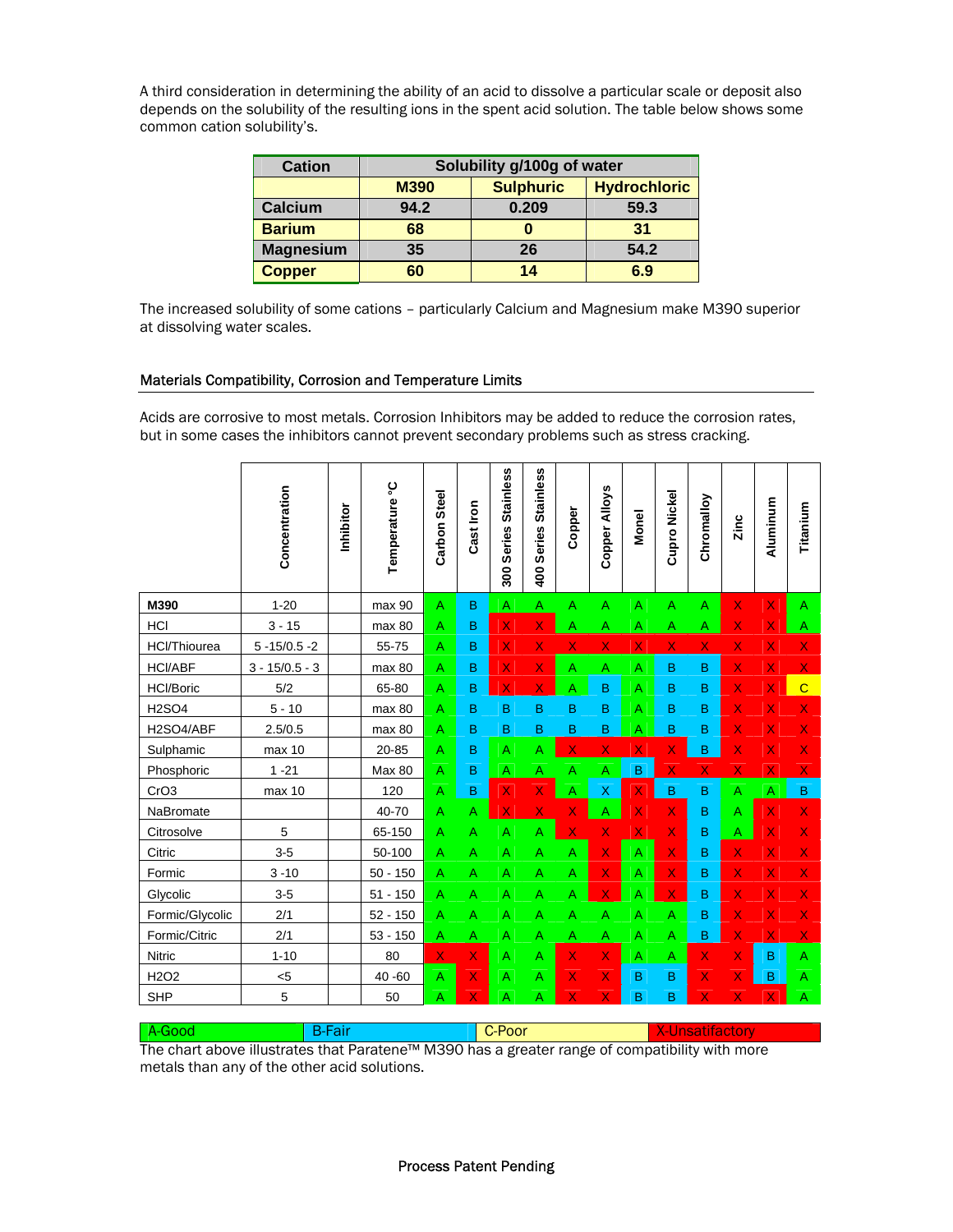A third consideration in determining the ability of an acid to dissolve a particular scale or deposit also depends on the solubility of the resulting ions in the spent acid solution. The table below shows some common cation solubility's.

| Cation | Solubility g/100g of water | | |
|---|---|---|---|
| | M390 | Sulphuric | Hydrochloric |
| Calcium | 94.2 | 0.209 | 59.3 |
| Barium | 68 | 0 | 31 |
| Magnesium | 35 | 26 | 54.2 |
| Copper | 60 | 14 | 6.9 |

The increased solubility of some cations – particularly Calcium and Magnesium make M390 superior at dissolving water scales.

## Materials Compatibility, Corrosion and Temperature Limits

Acids are corrosive to most metals. Corrosion Inhibitors may be added to reduce the corrosion rates, but in some cases the inhibitors cannot prevent secondary problems such as stress cracking.

| | Concentration | Inhibitor | Temperature °C | Carbon Steel | Cast Iron | 300 Series Stainless | 400 Series Stainless | Copper | Copper Alloys | Monel | Cupro Nickel | Chromalloy | Zinc | Aluminum | Titanium |
|---|---|---|---|---|---|---|---|---|---|---|---|---|---|---|---|
| **M390** | 1-20 | | max 90 | A | B | A | A | A | A | A | A | A | X | X | A |
| HCl | 3 - 15 | | max 80 | A | B | X | X | A | A | A | A | A | X | X | A |
| HCl/Thiourea | 5 -15/0.5 -2 | | 55-75 | A | B | X | X | X | X | X | X | X | X | X | X |
| HCl/ABF | 3 - 15/0.5 - 3 | | max 80 | A | B | X | X | A | A | A | B | B | X | X | X |
| HCl/Boric | 5/2 | | 65-80 | A | B | X | X | A | B | A | B | B | X | X | C |
| H2SO4 | 5 - 10 | | max 80 | A | B | B | B | B | B | A | B | B | X | X | X |
| H2SO4/ABF | 2.5/0.5 | | max 80 | A | B | B | B | B | B | A | B | B | X | X | X |
| Sulphamic | max 10 | | 20-85 | A | B | A | A | X | X | X | X | B | X | X | X |
| Phosphoric | 1 -21 | | Max 80 | A | B | A | A | A | A | B | X | X | X | X | X |
| CrO3 | max 10 | | 120 | A | B | X | X | A | X | X | B | B | A | A | B |
| NaBromate | | | 40-70 | A | A | X | X | X | A | X | X | B | A | X | X |
| Citrosolve | 5 | | 65-150 | A | A | A | A | X | X | X | X | B | A | X | X |
| Citric | 3-5 | | 50-100 | A | A | A | A | A | X | A | X | B | X | X | X |
| Formic | 3 -10 | | 50 - 150 | A | A | A | A | A | X | A | X | B | X | X | X |
| Glycolic | 3-5 | | 51 - 150 | A | A | A | A | A | X | A | X | B | X | X | X |
| Formic/Glycolic | 2/1 | | 52 - 150 | A | A | A | A | A | A | A | A | B | X | X | X |
| Formic/Citric | 2/1 | | 53 - 150 | A | A | A | A | A | A | A | A | B | X | X | X |
| Nitric | 1-10 | | 80 | X | X | A | A | X | X | A | A | X | X | B | A |
| H2O2 | <5 | | 40 -60 | A | X | A | A | X | X | B | B | X | X | B | A |
| SHP | 5 | | 50 | A | X | A | A | X | X | B | B | X | X | X | A |

A-Good | B-Fair | C-Poor | X-Unsatifactory

The chart above illustrates that Paratene™ M390 has a greater range of compatibility with more metals than any of the other acid solutions.

Process Patent Pending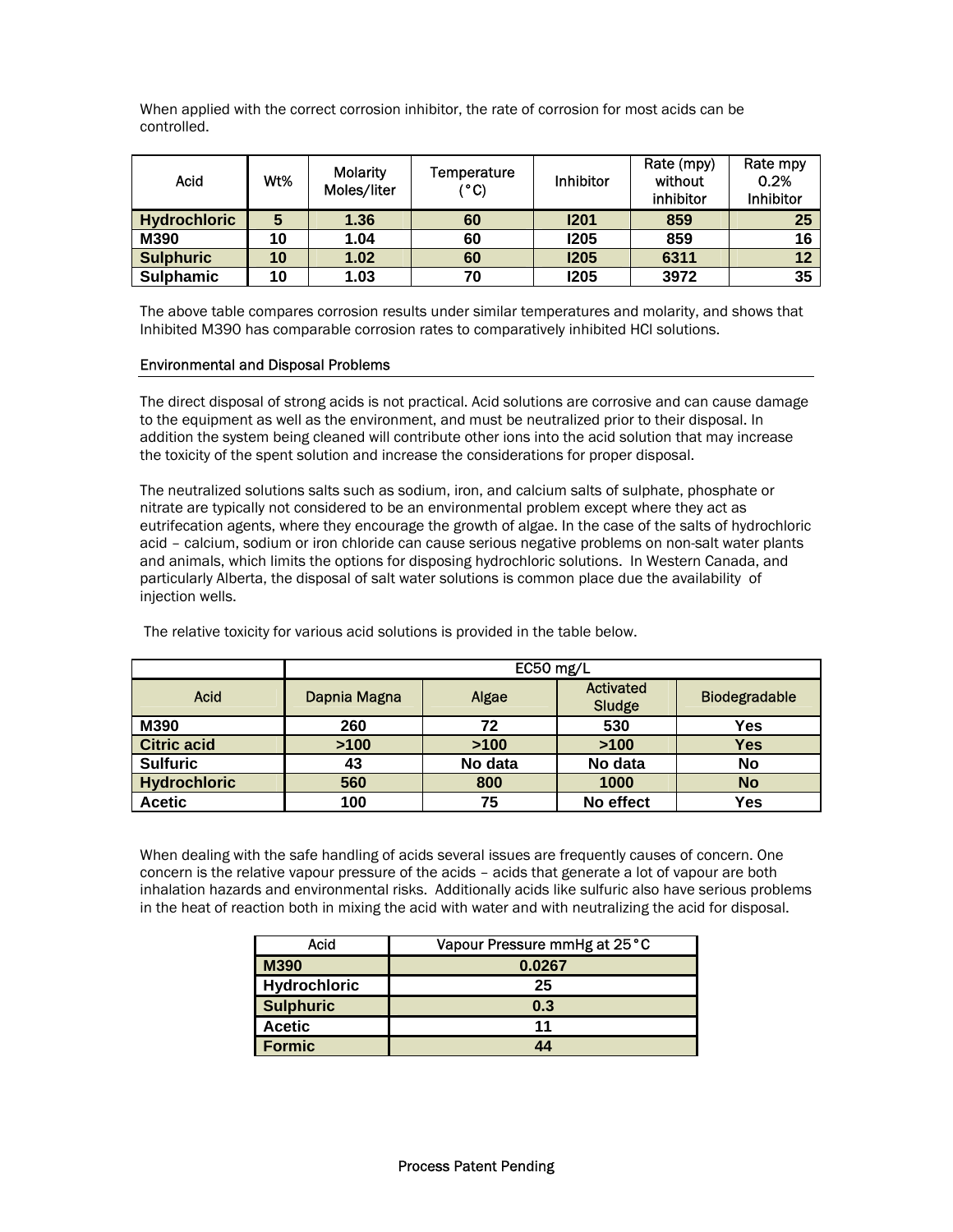When applied with the correct corrosion inhibitor, the rate of corrosion for most acids can be controlled.

| Acid | Wt% | Molarity Moles/liter | Temperature (°C) | Inhibitor | Rate (mpy) without inhibitor | Rate mpy 0.2% Inhibitor |
|---|---|---|---|---|---|---|
| **Hydrochloric** | **5** | **1.36** | **60** | **I201** | **859** | **25** |
| **M390** | **10** | **1.04** | **60** | **I205** | **859** | **16** |
| **Sulphuric** | **10** | **1.02** | **60** | **I205** | **6311** | **12** |
| **Sulphamic** | **10** | **1.03** | **70** | **I205** | **3972** | **35** |

The above table compares corrosion results under similar temperatures and molarity, and shows that Inhibited M390 has comparable corrosion rates to comparatively inhibited HCl solutions.

## Environmental and Disposal Problems

The direct disposal of strong acids is not practical. Acid solutions are corrosive and can cause damage to the equipment as well as the environment, and must be neutralized prior to their disposal. In addition the system being cleaned will contribute other ions into the acid solution that may increase the toxicity of the spent solution and increase the considerations for proper disposal.

The neutralized solutions salts such as sodium, iron, and calcium salts of sulphate, phosphate or nitrate are typically not considered to be an environmental problem except where they act as eutrifecation agents, where they encourage the growth of algae. In the case of the salts of hydrochloric acid – calcium, sodium or iron chloride can cause serious negative problems on non-salt water plants and animals, which limits the options for disposing hydrochloric solutions. In Western Canada, and particularly Alberta, the disposal of salt water solutions is common place due the availability of injection wells.

The relative toxicity for various acid solutions is provided in the table below.

| | EC50 mg/L | | | |
|---|---|---|---|---|
| Acid | Dapnia Magna | Algae | Activated Sludge | Biodegradable |
| **M390** | **260** | **72** | **530** | **Yes** |
| **Citric acid** | **>100** | **>100** | **>100** | **Yes** |
| **Sulfuric** | **43** | **No data** | **No data** | **No** |
| **Hydrochloric** | **560** | **800** | **1000** | **No** |
| **Acetic** | **100** | **75** | **No effect** | **Yes** |

When dealing with the safe handling of acids several issues are frequently causes of concern. One concern is the relative vapour pressure of the acids – acids that generate a lot of vapour are both inhalation hazards and environmental risks. Additionally acids like sulfuric also have serious problems in the heat of reaction both in mixing the acid with water and with neutralizing the acid for disposal.

| Acid | Vapour Pressure mmHg at 25°C |
|---|---|
| **M390** | **0.0267** |
| **Hydrochloric** | **25** |
| **Sulphuric** | **0.3** |
| **Acetic** | **11** |
| **Formic** | **44** |

Process Patent Pending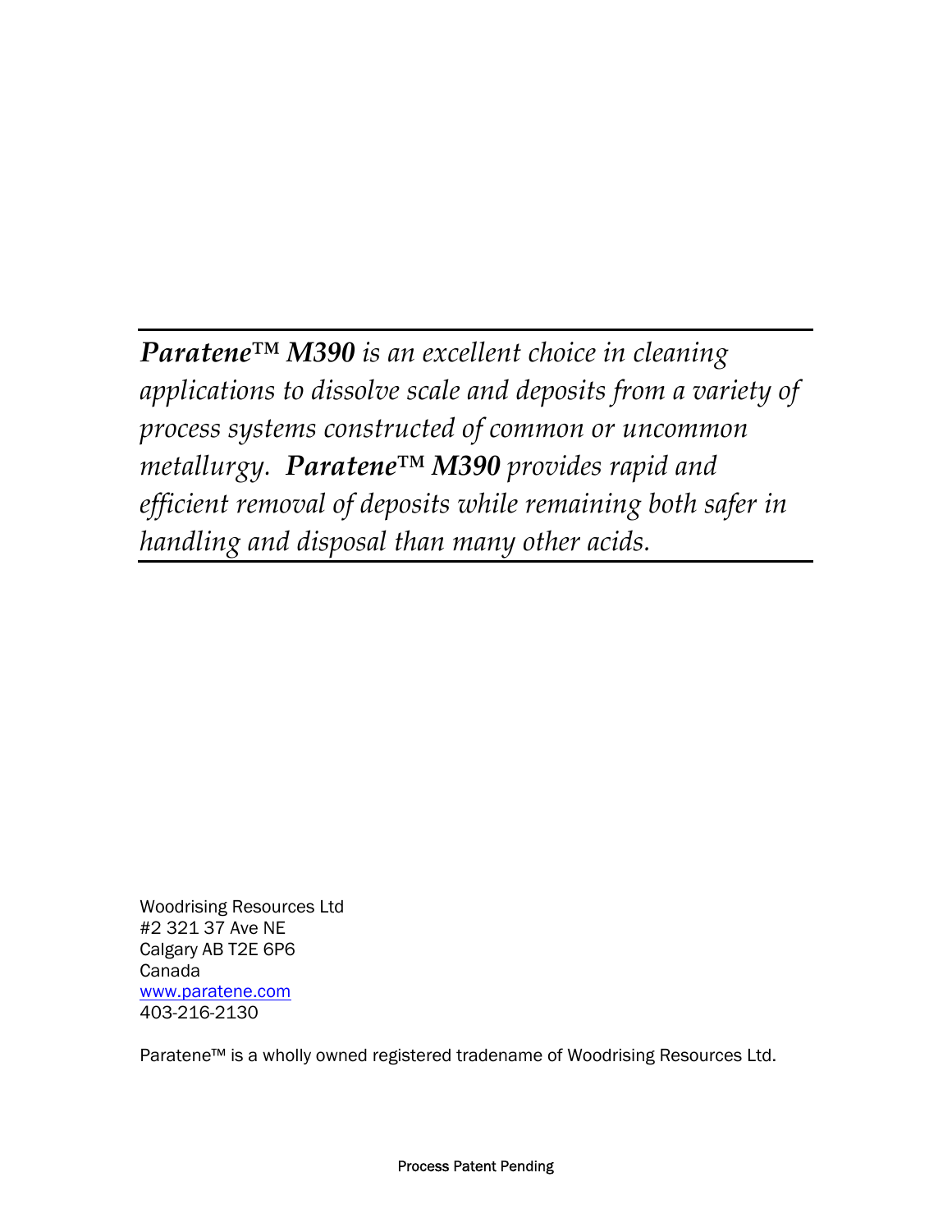---

***Paratene™ M390** is an excellent choice in cleaning applications to dissolve scale and deposits from a variety of process systems constructed of common or uncommon metallurgy. **Paratene™ M390** provides rapid and efficient removal of deposits while remaining both safer in handling and disposal than many other acids.*

---

Woodrising Resources Ltd
#2 321 37 Ave NE
Calgary AB T2E 6P6
Canada
[www.paratene.com](http://www.paratene.com)
403-216-2130

Paratene™ is a wholly owned registered tradename of Woodrising Resources Ltd.

Process Patent Pending